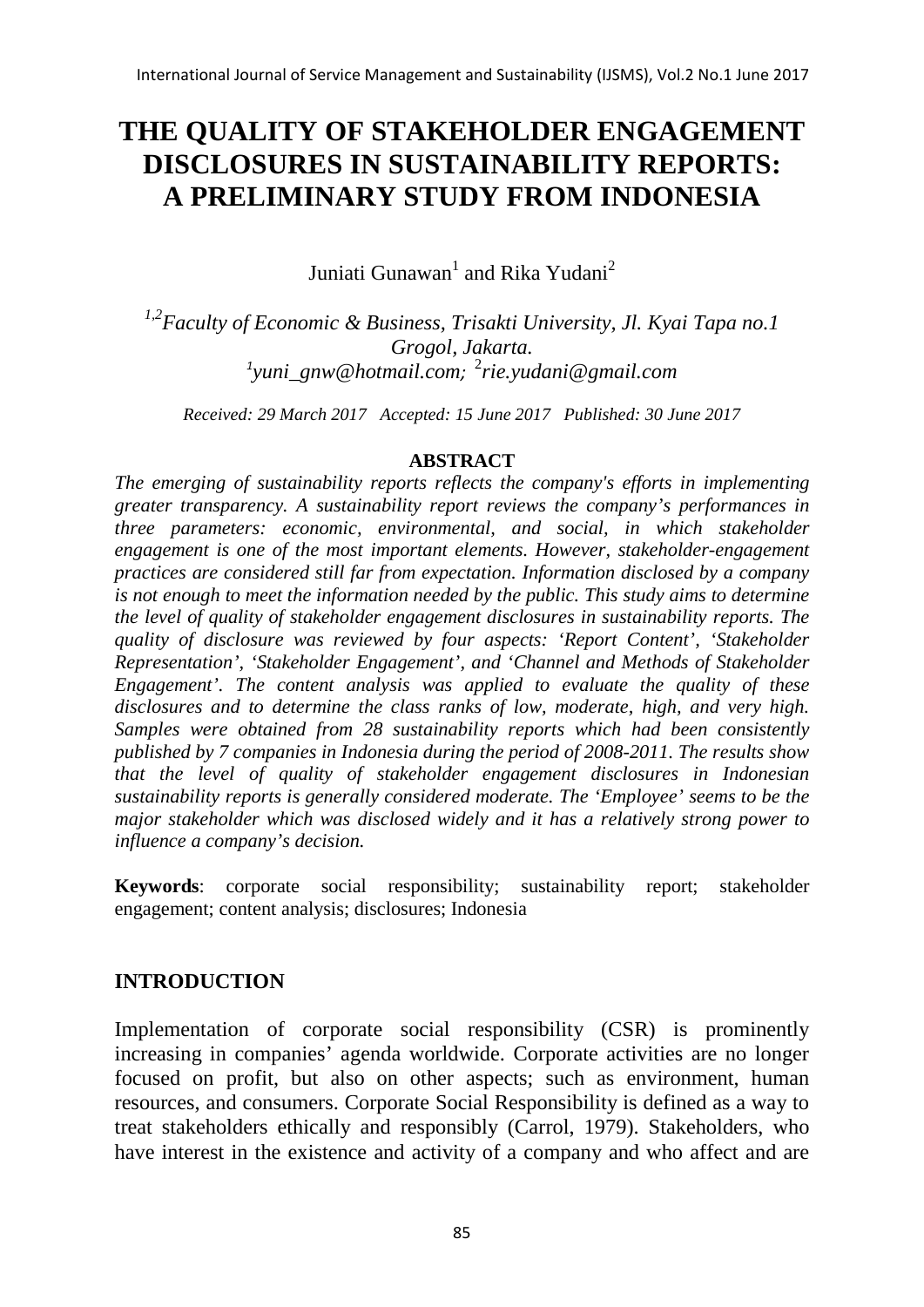# THE QUALITY OF STAKEHOLDER ENGAGEMENT DISCLOSURES IN SUSTAINABILITY REPORTS: A PRELIMINARY STUDY FROM INDONESIA

Juniati Gunawan[1] and Rika Yudani[2]

*[1,2]Faculty of Economic & Business, Trisakti University, Jl. Kyai Tapa no.1 Grogol, Jakarta.*
*[1]yuni_gnw@hotmail.com; [2]rie.yudani@gmail.com*

*Received: 29 March 2017 Accepted: 15 June 2017 Published: 30 June 2017*

**ABSTRACT**

*The emerging of sustainability reports reflects the company's efforts in implementing greater transparency. A sustainability report reviews the company's performances in three parameters: economic, environmental, and social, in which stakeholder engagement is one of the most important elements. However, stakeholder-engagement practices are considered still far from expectation. Information disclosed by a company is not enough to meet the information needed by the public. This study aims to determine the level of quality of stakeholder engagement disclosures in sustainability reports. The quality of disclosure was reviewed by four aspects: 'Report Content', 'Stakeholder Representation', 'Stakeholder Engagement', and 'Channel and Methods of Stakeholder Engagement'. The content analysis was applied to evaluate the quality of these disclosures and to determine the class ranks of low, moderate, high, and very high. Samples were obtained from 28 sustainability reports which had been consistently published by 7 companies in Indonesia during the period of 2008-2011. The results show that the level of quality of stakeholder engagement disclosures in Indonesian sustainability reports is generally considered moderate. The 'Employee' seems to be the major stakeholder which was disclosed widely and it has a relatively strong power to influence a company's decision.*

**Keywords**: corporate social responsibility; sustainability report; stakeholder engagement; content analysis; disclosures; Indonesia

## INTRODUCTION

Implementation of corporate social responsibility (CSR) is prominently increasing in companies' agenda worldwide. Corporate activities are no longer focused on profit, but also on other aspects; such as environment, human resources, and consumers. Corporate Social Responsibility is defined as a way to treat stakeholders ethically and responsibly (Carrol, 1979). Stakeholders, who have interest in the existence and activity of a company and who affect and are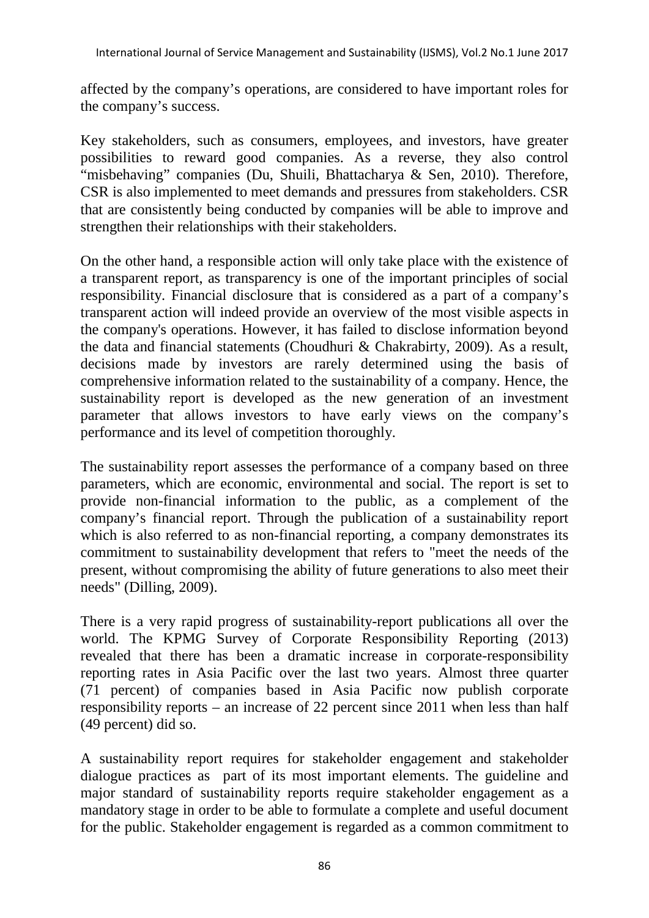affected by the company's operations, are considered to have important roles for the company's success.

Key stakeholders, such as consumers, employees, and investors, have greater possibilities to reward good companies. As a reverse, they also control "misbehaving" companies (Du, Shuili, Bhattacharya & Sen, 2010). Therefore, CSR is also implemented to meet demands and pressures from stakeholders. CSR that are consistently being conducted by companies will be able to improve and strengthen their relationships with their stakeholders.

On the other hand, a responsible action will only take place with the existence of a transparent report, as transparency is one of the important principles of social responsibility. Financial disclosure that is considered as a part of a company's transparent action will indeed provide an overview of the most visible aspects in the company's operations. However, it has failed to disclose information beyond the data and financial statements (Choudhuri & Chakrabirty, 2009). As a result, decisions made by investors are rarely determined using the basis of comprehensive information related to the sustainability of a company. Hence, the sustainability report is developed as the new generation of an investment parameter that allows investors to have early views on the company's performance and its level of competition thoroughly.

The sustainability report assesses the performance of a company based on three parameters, which are economic, environmental and social. The report is set to provide non-financial information to the public, as a complement of the company's financial report. Through the publication of a sustainability report which is also referred to as non-financial reporting, a company demonstrates its commitment to sustainability development that refers to "meet the needs of the present, without compromising the ability of future generations to also meet their needs" (Dilling, 2009).

There is a very rapid progress of sustainability-report publications all over the world. The KPMG Survey of Corporate Responsibility Reporting (2013) revealed that there has been a dramatic increase in corporate-responsibility reporting rates in Asia Pacific over the last two years. Almost three quarter (71 percent) of companies based in Asia Pacific now publish corporate responsibility reports – an increase of 22 percent since 2011 when less than half (49 percent) did so.

A sustainability report requires for stakeholder engagement and stakeholder dialogue practices as part of its most important elements. The guideline and major standard of sustainability reports require stakeholder engagement as a mandatory stage in order to be able to formulate a complete and useful document for the public. Stakeholder engagement is regarded as a common commitment to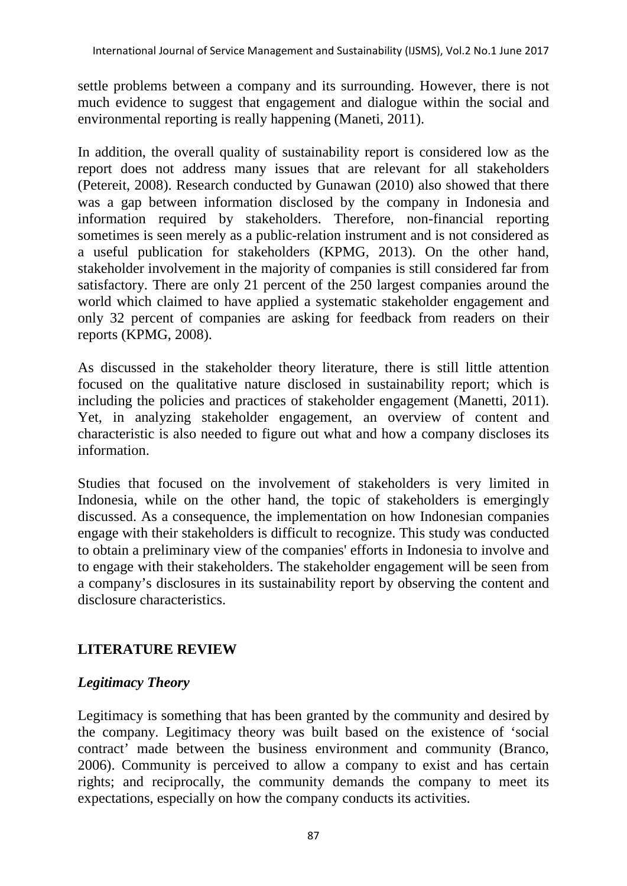settle problems between a company and its surrounding. However, there is not much evidence to suggest that engagement and dialogue within the social and environmental reporting is really happening (Maneti, 2011).

In addition, the overall quality of sustainability report is considered low as the report does not address many issues that are relevant for all stakeholders (Petereit, 2008). Research conducted by Gunawan (2010) also showed that there was a gap between information disclosed by the company in Indonesia and information required by stakeholders. Therefore, non-financial reporting sometimes is seen merely as a public-relation instrument and is not considered as a useful publication for stakeholders (KPMG, 2013). On the other hand, stakeholder involvement in the majority of companies is still considered far from satisfactory. There are only 21 percent of the 250 largest companies around the world which claimed to have applied a systematic stakeholder engagement and only 32 percent of companies are asking for feedback from readers on their reports (KPMG, 2008).

As discussed in the stakeholder theory literature, there is still little attention focused on the qualitative nature disclosed in sustainability report; which is including the policies and practices of stakeholder engagement (Manetti, 2011). Yet, in analyzing stakeholder engagement, an overview of content and characteristic is also needed to figure out what and how a company discloses its information.

Studies that focused on the involvement of stakeholders is very limited in Indonesia, while on the other hand, the topic of stakeholders is emergingly discussed. As a consequence, the implementation on how Indonesian companies engage with their stakeholders is difficult to recognize. This study was conducted to obtain a preliminary view of the companies' efforts in Indonesia to involve and to engage with their stakeholders. The stakeholder engagement will be seen from a company's disclosures in its sustainability report by observing the content and disclosure characteristics.

## LITERATURE REVIEW

### *Legitimacy Theory*

Legitimacy is something that has been granted by the community and desired by the company. Legitimacy theory was built based on the existence of 'social contract' made between the business environment and community (Branco, 2006). Community is perceived to allow a company to exist and has certain rights; and reciprocally, the community demands the company to meet its expectations, especially on how the company conducts its activities.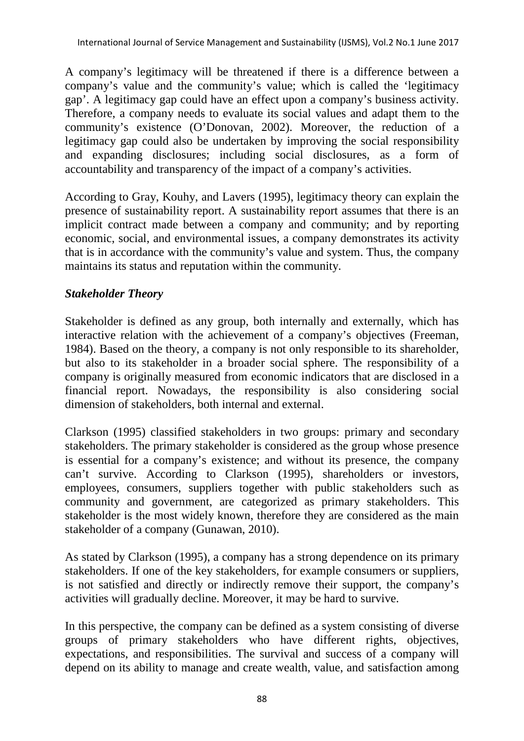A company's legitimacy will be threatened if there is a difference between a company's value and the community's value; which is called the 'legitimacy gap'. A legitimacy gap could have an effect upon a company's business activity. Therefore, a company needs to evaluate its social values and adapt them to the community's existence (O'Donovan, 2002). Moreover, the reduction of a legitimacy gap could also be undertaken by improving the social responsibility and expanding disclosures; including social disclosures, as a form of accountability and transparency of the impact of a company's activities.

According to Gray, Kouhy, and Lavers (1995), legitimacy theory can explain the presence of sustainability report. A sustainability report assumes that there is an implicit contract made between a company and community; and by reporting economic, social, and environmental issues, a company demonstrates its activity that is in accordance with the community's value and system. Thus, the company maintains its status and reputation within the community.

### *Stakeholder Theory*

Stakeholder is defined as any group, both internally and externally, which has interactive relation with the achievement of a company's objectives (Freeman, 1984). Based on the theory, a company is not only responsible to its shareholder, but also to its stakeholder in a broader social sphere. The responsibility of a company is originally measured from economic indicators that are disclosed in a financial report. Nowadays, the responsibility is also considering social dimension of stakeholders, both internal and external.

Clarkson (1995) classified stakeholders in two groups: primary and secondary stakeholders. The primary stakeholder is considered as the group whose presence is essential for a company's existence; and without its presence, the company can't survive. According to Clarkson (1995), shareholders or investors, employees, consumers, suppliers together with public stakeholders such as community and government, are categorized as primary stakeholders. This stakeholder is the most widely known, therefore they are considered as the main stakeholder of a company (Gunawan, 2010).

As stated by Clarkson (1995), a company has a strong dependence on its primary stakeholders. If one of the key stakeholders, for example consumers or suppliers, is not satisfied and directly or indirectly remove their support, the company's activities will gradually decline. Moreover, it may be hard to survive.

In this perspective, the company can be defined as a system consisting of diverse groups of primary stakeholders who have different rights, objectives, expectations, and responsibilities. The survival and success of a company will depend on its ability to manage and create wealth, value, and satisfaction among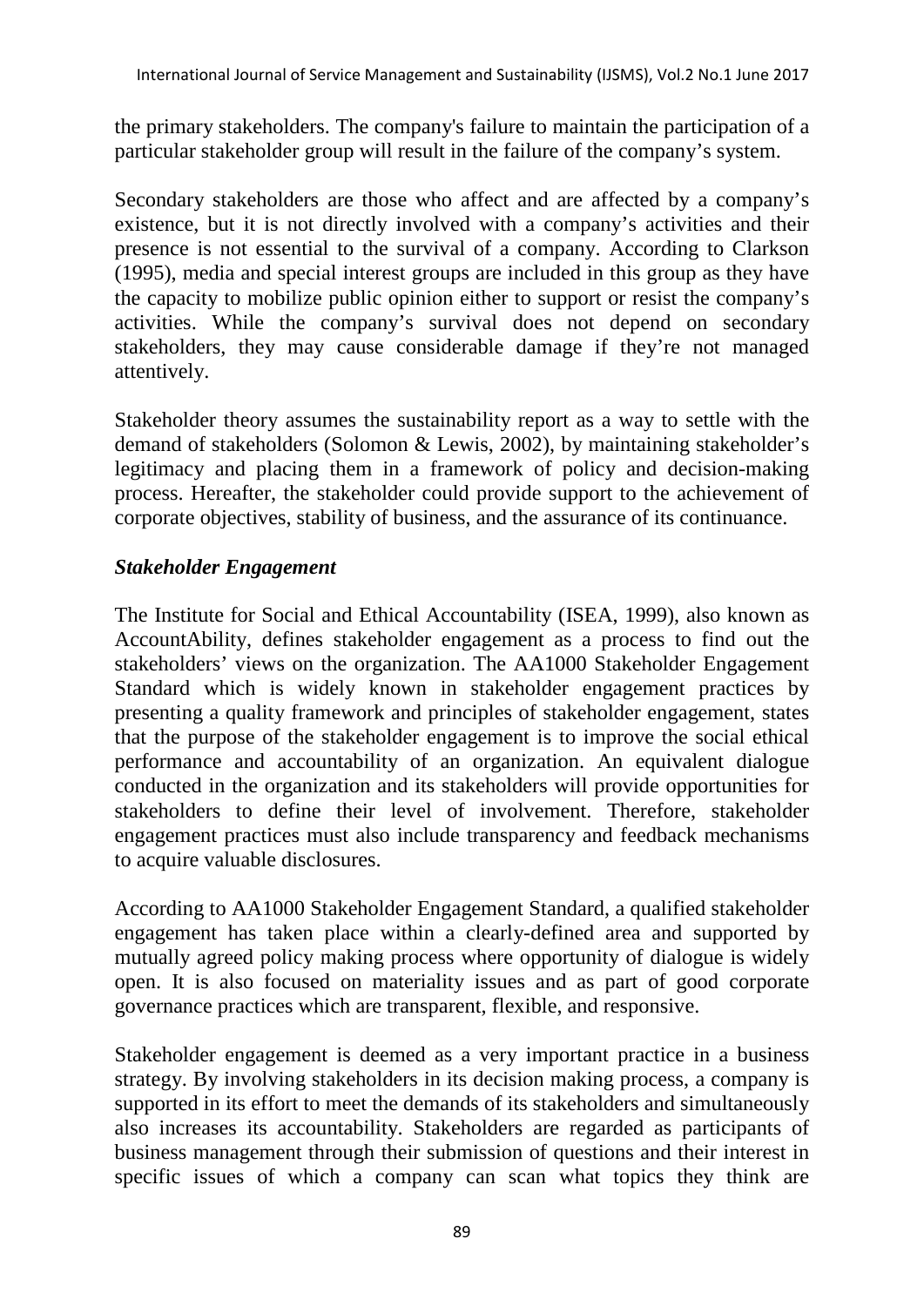the primary stakeholders. The company's failure to maintain the participation of a particular stakeholder group will result in the failure of the company's system.

Secondary stakeholders are those who affect and are affected by a company's existence, but it is not directly involved with a company's activities and their presence is not essential to the survival of a company. According to Clarkson (1995), media and special interest groups are included in this group as they have the capacity to mobilize public opinion either to support or resist the company's activities. While the company's survival does not depend on secondary stakeholders, they may cause considerable damage if they're not managed attentively.

Stakeholder theory assumes the sustainability report as a way to settle with the demand of stakeholders (Solomon & Lewis, 2002), by maintaining stakeholder's legitimacy and placing them in a framework of policy and decision-making process. Hereafter, the stakeholder could provide support to the achievement of corporate objectives, stability of business, and the assurance of its continuance.

### *Stakeholder Engagement*

The Institute for Social and Ethical Accountability (ISEA, 1999), also known as AccountAbility, defines stakeholder engagement as a process to find out the stakeholders' views on the organization. The AA1000 Stakeholder Engagement Standard which is widely known in stakeholder engagement practices by presenting a quality framework and principles of stakeholder engagement, states that the purpose of the stakeholder engagement is to improve the social ethical performance and accountability of an organization. An equivalent dialogue conducted in the organization and its stakeholders will provide opportunities for stakeholders to define their level of involvement. Therefore, stakeholder engagement practices must also include transparency and feedback mechanisms to acquire valuable disclosures.

According to AA1000 Stakeholder Engagement Standard, a qualified stakeholder engagement has taken place within a clearly-defined area and supported by mutually agreed policy making process where opportunity of dialogue is widely open. It is also focused on materiality issues and as part of good corporate governance practices which are transparent, flexible, and responsive.

Stakeholder engagement is deemed as a very important practice in a business strategy. By involving stakeholders in its decision making process, a company is supported in its effort to meet the demands of its stakeholders and simultaneously also increases its accountability. Stakeholders are regarded as participants of business management through their submission of questions and their interest in specific issues of which a company can scan what topics they think are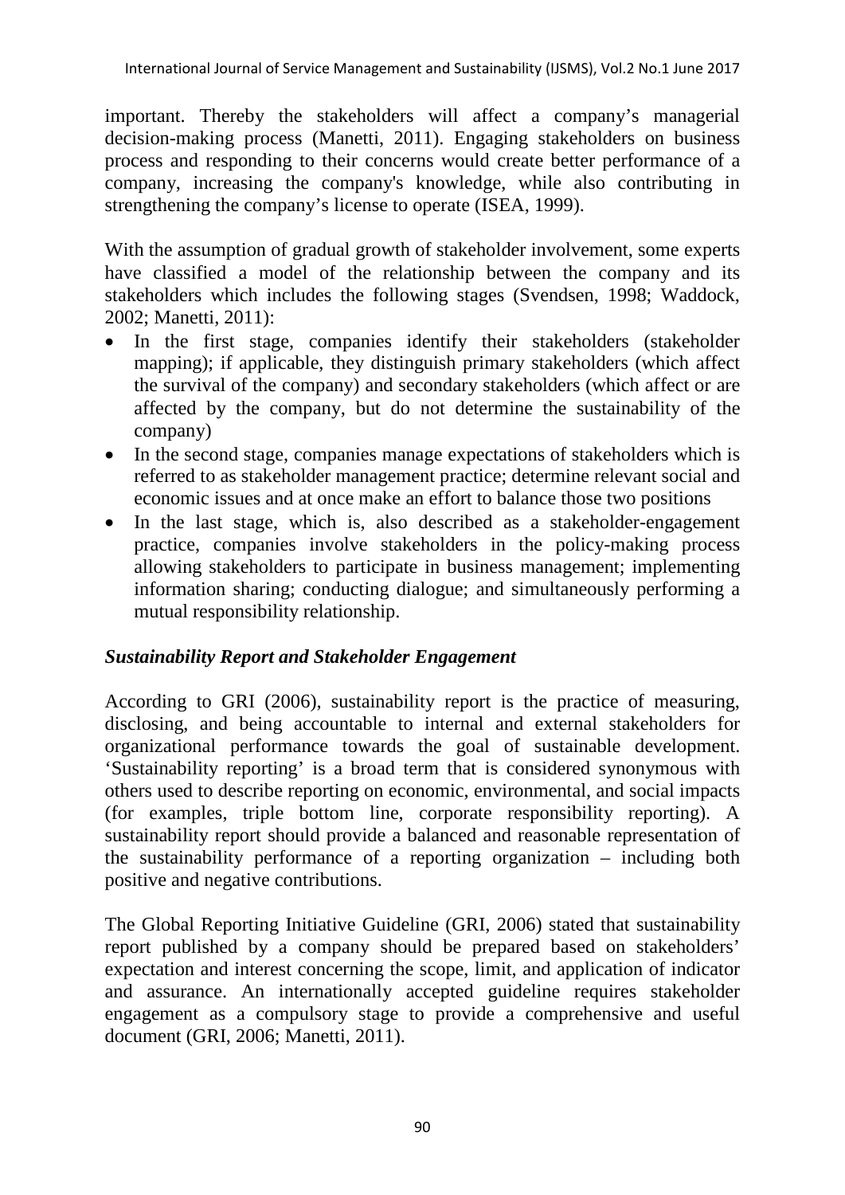important. Thereby the stakeholders will affect a company's managerial decision-making process (Manetti, 2011). Engaging stakeholders on business process and responding to their concerns would create better performance of a company, increasing the company's knowledge, while also contributing in strengthening the company's license to operate (ISEA, 1999).

With the assumption of gradual growth of stakeholder involvement, some experts have classified a model of the relationship between the company and its stakeholders which includes the following stages (Svendsen, 1998; Waddock, 2002; Manetti, 2011):

- In the first stage, companies identify their stakeholders (stakeholder mapping); if applicable, they distinguish primary stakeholders (which affect the survival of the company) and secondary stakeholders (which affect or are affected by the company, but do not determine the sustainability of the company)
- In the second stage, companies manage expectations of stakeholders which is referred to as stakeholder management practice; determine relevant social and economic issues and at once make an effort to balance those two positions
- In the last stage, which is, also described as a stakeholder-engagement practice, companies involve stakeholders in the policy-making process allowing stakeholders to participate in business management; implementing information sharing; conducting dialogue; and simultaneously performing a mutual responsibility relationship.

### *Sustainability Report and Stakeholder Engagement*

According to GRI (2006), sustainability report is the practice of measuring, disclosing, and being accountable to internal and external stakeholders for organizational performance towards the goal of sustainable development. 'Sustainability reporting' is a broad term that is considered synonymous with others used to describe reporting on economic, environmental, and social impacts (for examples, triple bottom line, corporate responsibility reporting). A sustainability report should provide a balanced and reasonable representation of the sustainability performance of a reporting organization – including both positive and negative contributions.

The Global Reporting Initiative Guideline (GRI, 2006) stated that sustainability report published by a company should be prepared based on stakeholders' expectation and interest concerning the scope, limit, and application of indicator and assurance. An internationally accepted guideline requires stakeholder engagement as a compulsory stage to provide a comprehensive and useful document (GRI, 2006; Manetti, 2011).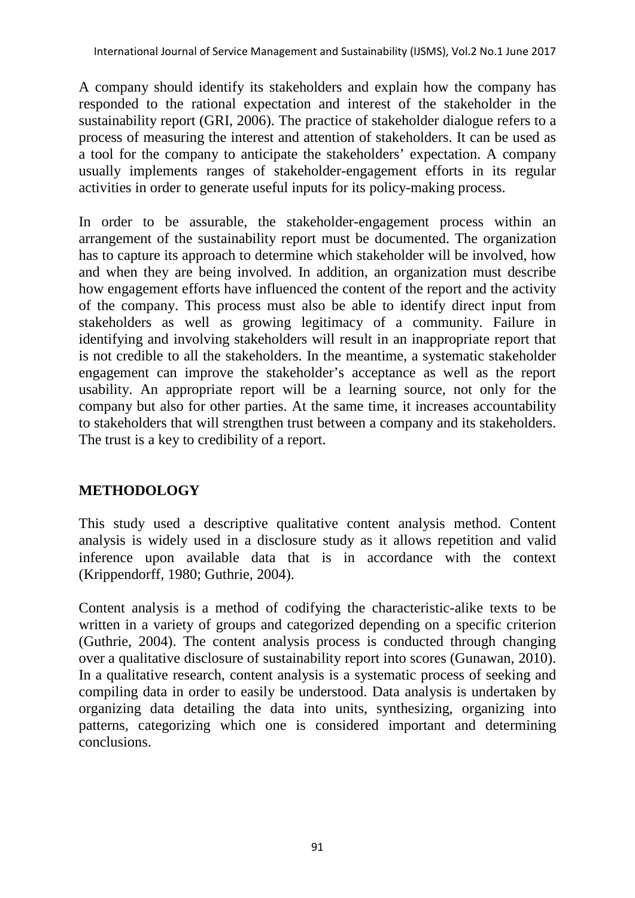A company should identify its stakeholders and explain how the company has responded to the rational expectation and interest of the stakeholder in the sustainability report (GRI, 2006). The practice of stakeholder dialogue refers to a process of measuring the interest and attention of stakeholders. It can be used as a tool for the company to anticipate the stakeholders' expectation. A company usually implements ranges of stakeholder-engagement efforts in its regular activities in order to generate useful inputs for its policy-making process.

In order to be assurable, the stakeholder-engagement process within an arrangement of the sustainability report must be documented. The organization has to capture its approach to determine which stakeholder will be involved, how and when they are being involved. In addition, an organization must describe how engagement efforts have influenced the content of the report and the activity of the company. This process must also be able to identify direct input from stakeholders as well as growing legitimacy of a community. Failure in identifying and involving stakeholders will result in an inappropriate report that is not credible to all the stakeholders. In the meantime, a systematic stakeholder engagement can improve the stakeholder's acceptance as well as the report usability. An appropriate report will be a learning source, not only for the company but also for other parties. At the same time, it increases accountability to stakeholders that will strengthen trust between a company and its stakeholders. The trust is a key to credibility of a report.

## METHODOLOGY

This study used a descriptive qualitative content analysis method. Content analysis is widely used in a disclosure study as it allows repetition and valid inference upon available data that is in accordance with the context (Krippendorff, 1980; Guthrie, 2004).

Content analysis is a method of codifying the characteristic-alike texts to be written in a variety of groups and categorized depending on a specific criterion (Guthrie, 2004). The content analysis process is conducted through changing over a qualitative disclosure of sustainability report into scores (Gunawan, 2010). In a qualitative research, content analysis is a systematic process of seeking and compiling data in order to easily be understood. Data analysis is undertaken by organizing data detailing the data into units, synthesizing, organizing into patterns, categorizing which one is considered important and determining conclusions.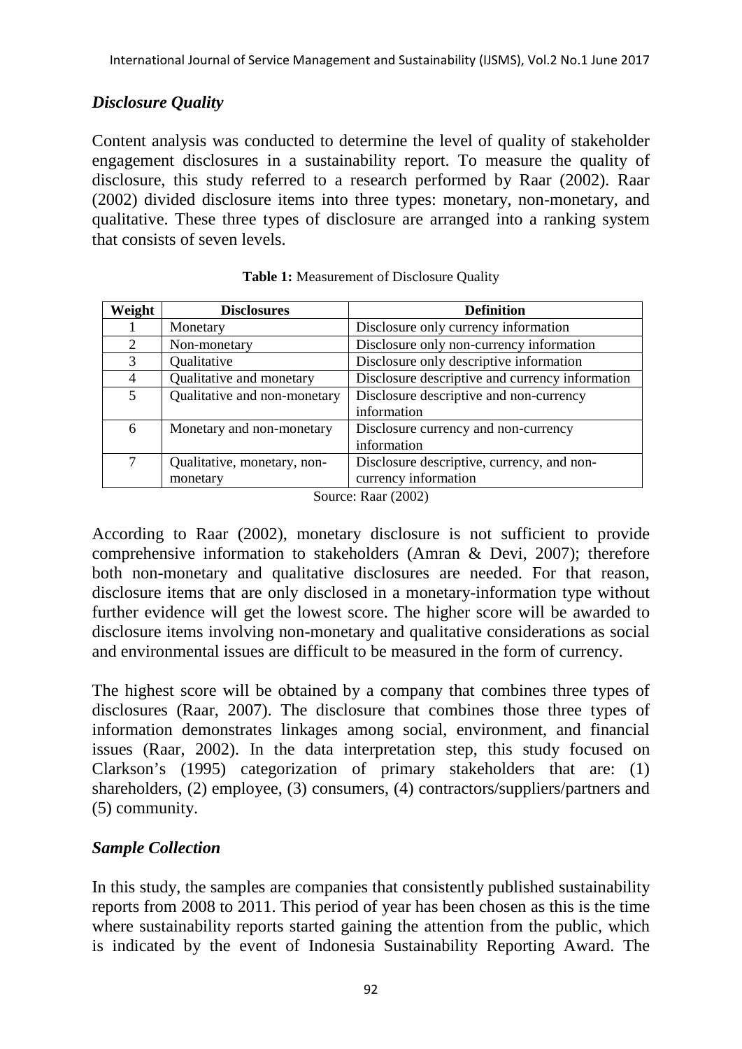## *Disclosure Quality*

Content analysis was conducted to determine the level of quality of stakeholder engagement disclosures in a sustainability report. To measure the quality of disclosure, this study referred to a research performed by Raar (2002). Raar (2002) divided disclosure items into three types: monetary, non-monetary, and qualitative. These three types of disclosure are arranged into a ranking system that consists of seven levels.

**Table 1:** Measurement of Disclosure Quality

| Weight | Disclosures | Definition |
|---|---|---|
| 1 | Monetary | Disclosure only currency information |
| 2 | Non-monetary | Disclosure only non-currency information |
| 3 | Qualitative | Disclosure only descriptive information |
| 4 | Qualitative and monetary | Disclosure descriptive and currency information |
| 5 | Qualitative and non-monetary | Disclosure descriptive and non-currency information |
| 6 | Monetary and non-monetary | Disclosure currency and non-currency information |
| 7 | Qualitative, monetary, non-monetary | Disclosure descriptive, currency, and non-currency information |

Source: Raar (2002)

According to Raar (2002), monetary disclosure is not sufficient to provide comprehensive information to stakeholders (Amran & Devi, 2007); therefore both non-monetary and qualitative disclosures are needed. For that reason, disclosure items that are only disclosed in a monetary-information type without further evidence will get the lowest score. The higher score will be awarded to disclosure items involving non-monetary and qualitative considerations as social and environmental issues are difficult to be measured in the form of currency.

The highest score will be obtained by a company that combines three types of disclosures (Raar, 2007). The disclosure that combines those three types of information demonstrates linkages among social, environment, and financial issues (Raar, 2002). In the data interpretation step, this study focused on Clarkson's (1995) categorization of primary stakeholders that are: (1) shareholders, (2) employee, (3) consumers, (4) contractors/suppliers/partners and (5) community.

## *Sample Collection*

In this study, the samples are companies that consistently published sustainability reports from 2008 to 2011. This period of year has been chosen as this is the time where sustainability reports started gaining the attention from the public, which is indicated by the event of Indonesia Sustainability Reporting Award. The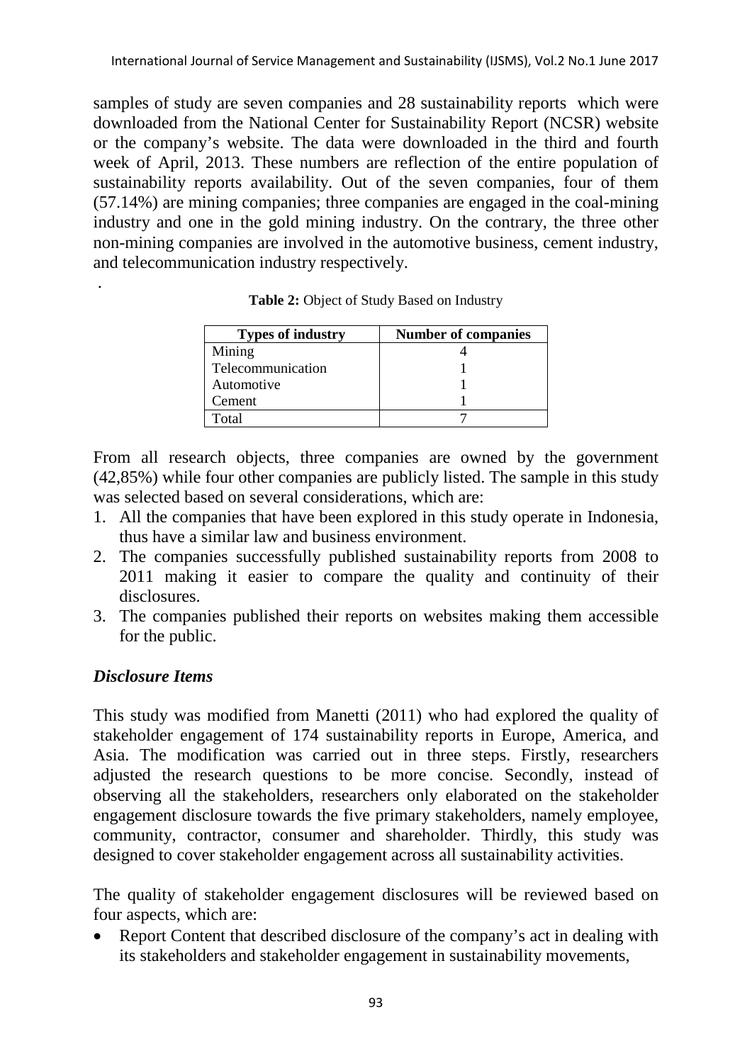samples of study are seven companies and 28 sustainability reports which were downloaded from the National Center for Sustainability Report (NCSR) website or the company's website. The data were downloaded in the third and fourth week of April, 2013. These numbers are reflection of the entire population of sustainability reports availability. Out of the seven companies, four of them (57.14%) are mining companies; three companies are engaged in the coal-mining industry and one in the gold mining industry. On the contrary, the three other non-mining companies are involved in the automotive business, cement industry, and telecommunication industry respectively.

.

**Table 2:** Object of Study Based on Industry

| Types of industry | Number of companies |
|---|---|
| Mining | 4 |
| Telecommunication | 1 |
| Automotive | 1 |
| Cement | 1 |
| Total | 7 |

From all research objects, three companies are owned by the government (42,85%) while four other companies are publicly listed. The sample in this study was selected based on several considerations, which are:

1. All the companies that have been explored in this study operate in Indonesia, thus have a similar law and business environment.
2. The companies successfully published sustainability reports from 2008 to 2011 making it easier to compare the quality and continuity of their disclosures.
3. The companies published their reports on websites making them accessible for the public.

### *Disclosure Items*

This study was modified from Manetti (2011) who had explored the quality of stakeholder engagement of 174 sustainability reports in Europe, America, and Asia. The modification was carried out in three steps. Firstly, researchers adjusted the research questions to be more concise. Secondly, instead of observing all the stakeholders, researchers only elaborated on the stakeholder engagement disclosure towards the five primary stakeholders, namely employee, community, contractor, consumer and shareholder. Thirdly, this study was designed to cover stakeholder engagement across all sustainability activities.

The quality of stakeholder engagement disclosures will be reviewed based on four aspects, which are:

- Report Content that described disclosure of the company's act in dealing with its stakeholders and stakeholder engagement in sustainability movements,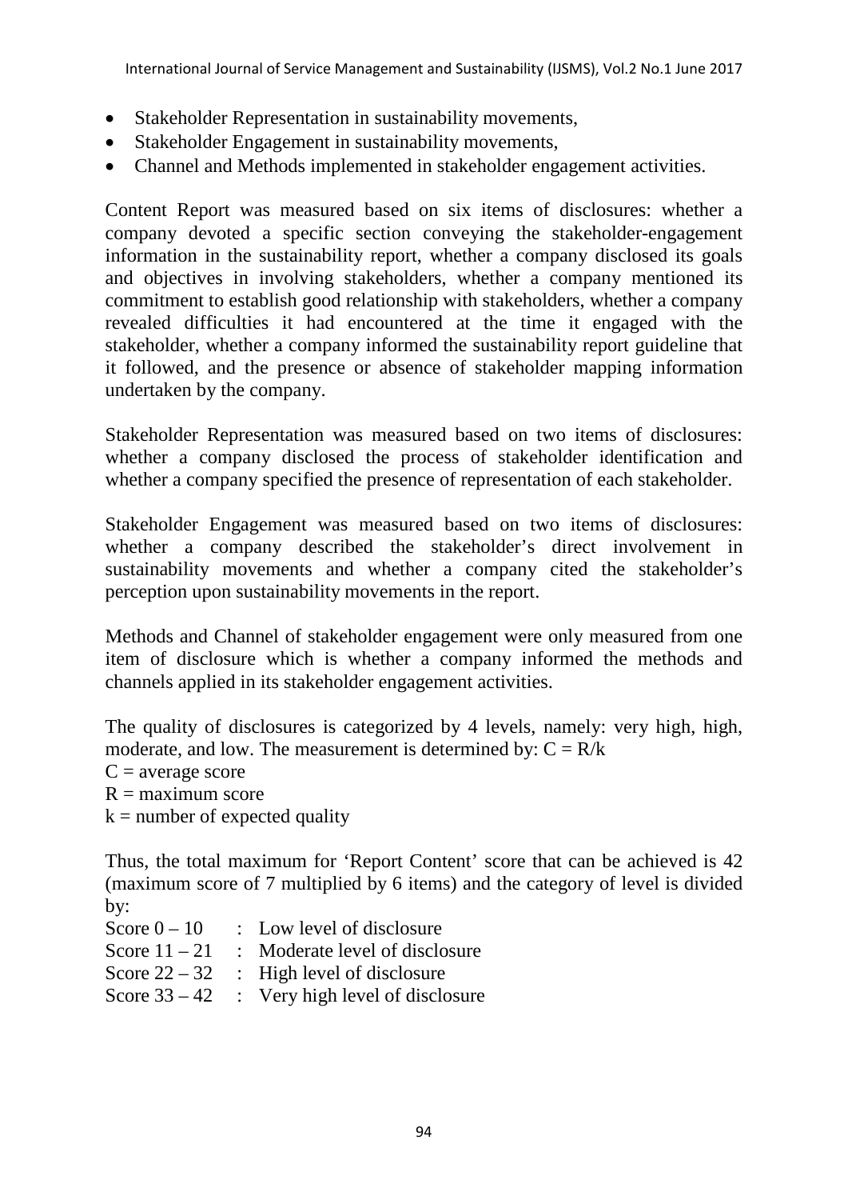- Stakeholder Representation in sustainability movements,
- Stakeholder Engagement in sustainability movements,
- Channel and Methods implemented in stakeholder engagement activities.

Content Report was measured based on six items of disclosures: whether a company devoted a specific section conveying the stakeholder-engagement information in the sustainability report, whether a company disclosed its goals and objectives in involving stakeholders, whether a company mentioned its commitment to establish good relationship with stakeholders, whether a company revealed difficulties it had encountered at the time it engaged with the stakeholder, whether a company informed the sustainability report guideline that it followed, and the presence or absence of stakeholder mapping information undertaken by the company.

Stakeholder Representation was measured based on two items of disclosures: whether a company disclosed the process of stakeholder identification and whether a company specified the presence of representation of each stakeholder.

Stakeholder Engagement was measured based on two items of disclosures: whether a company described the stakeholder's direct involvement in sustainability movements and whether a company cited the stakeholder's perception upon sustainability movements in the report.

Methods and Channel of stakeholder engagement were only measured from one item of disclosure which is whether a company informed the methods and channels applied in its stakeholder engagement activities.

The quality of disclosures is categorized by 4 levels, namely: very high, high, moderate, and low. The measurement is determined by: $C = R/k$

$C$ = average score
$R$ = maximum score
$k$ = number of expected quality

Thus, the total maximum for 'Report Content' score that can be achieved is 42 (maximum score of 7 multiplied by 6 items) and the category of level is divided by:

Score 0 – 10 : Low level of disclosure
Score 11 – 21 : Moderate level of disclosure
Score 22 – 32 : High level of disclosure
Score 33 – 42 : Very high level of disclosure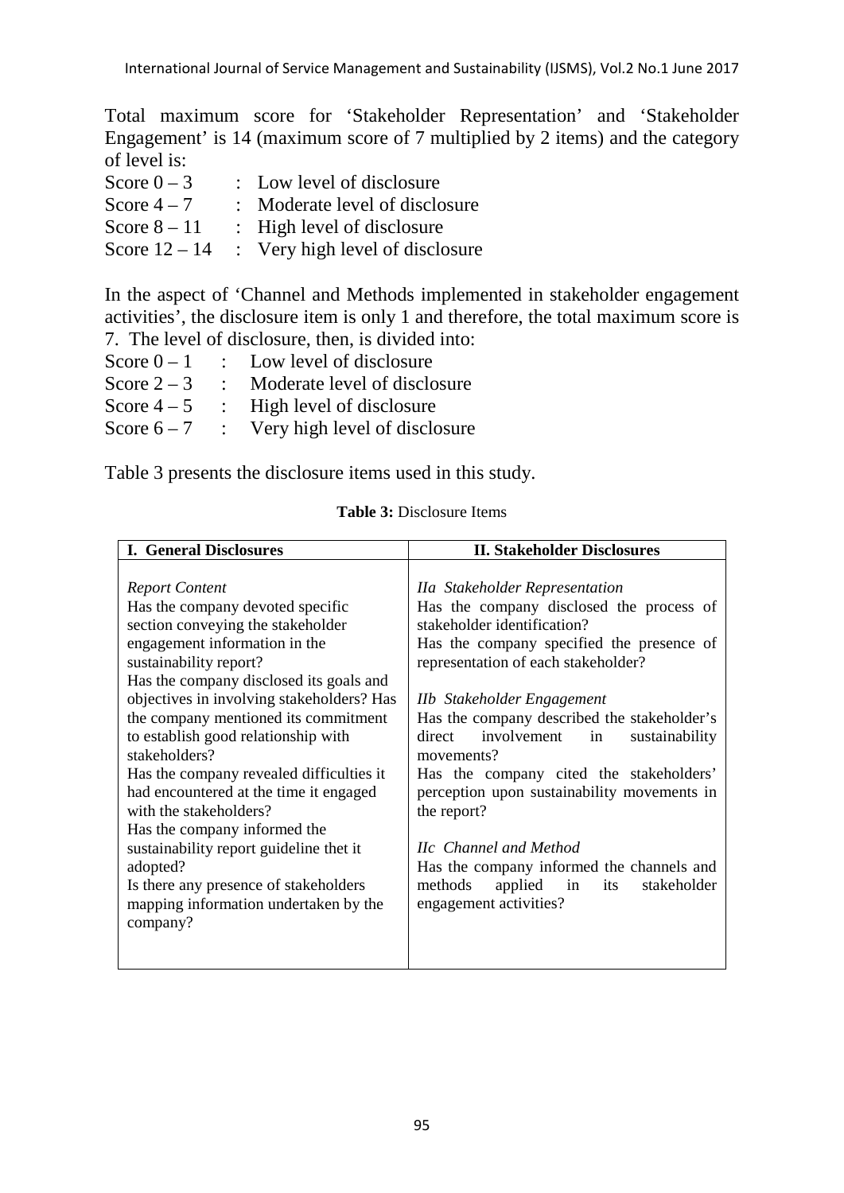Total maximum score for 'Stakeholder Representation' and 'Stakeholder Engagement' is 14 (maximum score of 7 multiplied by 2 items) and the category of level is:

Score 0 – 3 : Low level of disclosure
Score 4 – 7 : Moderate level of disclosure
Score 8 – 11 : High level of disclosure
Score 12 – 14 : Very high level of disclosure

In the aspect of 'Channel and Methods implemented in stakeholder engagement activities', the disclosure item is only 1 and therefore, the total maximum score is 7. The level of disclosure, then, is divided into:

Score 0 – 1 : Low level of disclosure
Score 2 – 3 : Moderate level of disclosure
Score 4 – 5 : High level of disclosure
Score 6 – 7 : Very high level of disclosure

Table 3 presents the disclosure items used in this study.

**Table 3:** Disclosure Items

| **I. General Disclosures** | **II. Stakeholder Disclosures** |
|---|---|
| *Report Content*<br>Has the company devoted specific section conveying the stakeholder engagement information in the sustainability report?<br>Has the company disclosed its goals and objectives in involving stakeholders? Has the company mentioned its commitment to establish good relationship with stakeholders?<br>Has the company revealed difficulties it had encountered at the time it engaged with the stakeholders?<br>Has the company informed the sustainability report guideline thet it adopted?<br>Is there any presence of stakeholders mapping information undertaken by the company? | *IIa Stakeholder Representation*<br>Has the company disclosed the process of stakeholder identification?<br>Has the company specified the presence of representation of each stakeholder?<br><br>*IIb Stakeholder Engagement*<br>Has the company described the stakeholder's direct involvement in sustainability movements?<br>Has the company cited the stakeholders' perception upon sustainability movements in the report?<br><br>*IIc Channel and Method*<br>Has the company informed the channels and methods applied in its stakeholder engagement activities? |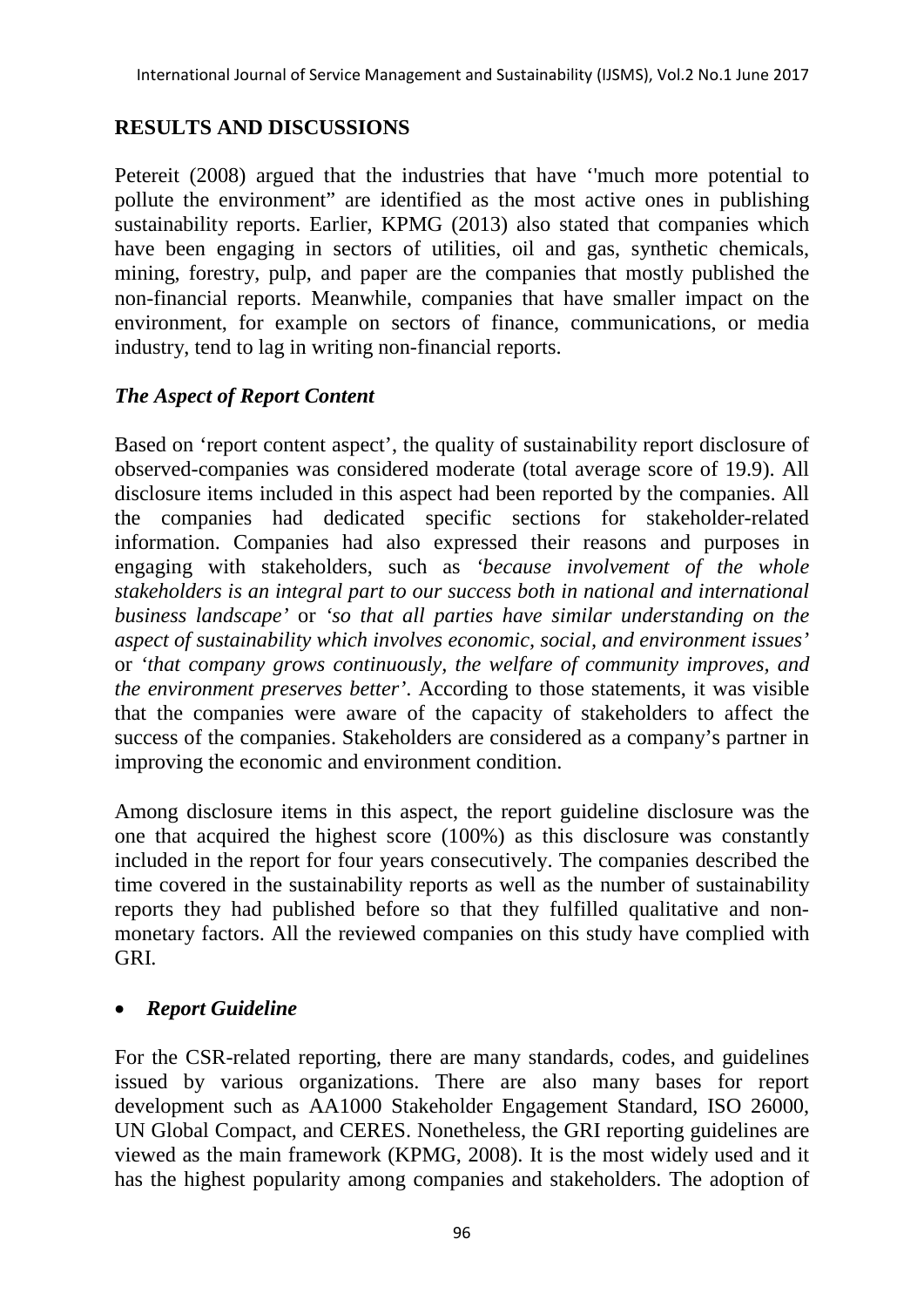## RESULTS AND DISCUSSIONS

Petereit (2008) argued that the industries that have ''much more potential to pollute the environment" are identified as the most active ones in publishing sustainability reports. Earlier, KPMG (2013) also stated that companies which have been engaging in sectors of utilities, oil and gas, synthetic chemicals, mining, forestry, pulp, and paper are the companies that mostly published the non-financial reports. Meanwhile, companies that have smaller impact on the environment, for example on sectors of finance, communications, or media industry, tend to lag in writing non-financial reports.

### *The Aspect of Report Content*

Based on 'report content aspect', the quality of sustainability report disclosure of observed-companies was considered moderate (total average score of 19.9). All disclosure items included in this aspect had been reported by the companies. All the companies had dedicated specific sections for stakeholder-related information. Companies had also expressed their reasons and purposes in engaging with stakeholders, such as *'because involvement of the whole stakeholders is an integral part to our success both in national and international business landscape'* or *'so that all parties have similar understanding on the aspect of sustainability which involves economic, social, and environment issues'* or *'that company grows continuously, the welfare of community improves, and the environment preserves better'*. According to those statements, it was visible that the companies were aware of the capacity of stakeholders to affect the success of the companies. Stakeholders are considered as a company's partner in improving the economic and environment condition.

Among disclosure items in this aspect, the report guideline disclosure was the one that acquired the highest score (100%) as this disclosure was constantly included in the report for four years consecutively. The companies described the time covered in the sustainability reports as well as the number of sustainability reports they had published before so that they fulfilled qualitative and non-monetary factors. All the reviewed companies on this study have complied with GRI.

- ***Report Guideline***

For the CSR-related reporting, there are many standards, codes, and guidelines issued by various organizations. There are also many bases for report development such as AA1000 Stakeholder Engagement Standard, ISO 26000, UN Global Compact, and CERES. Nonetheless, the GRI reporting guidelines are viewed as the main framework (KPMG, 2008). It is the most widely used and it has the highest popularity among companies and stakeholders. The adoption of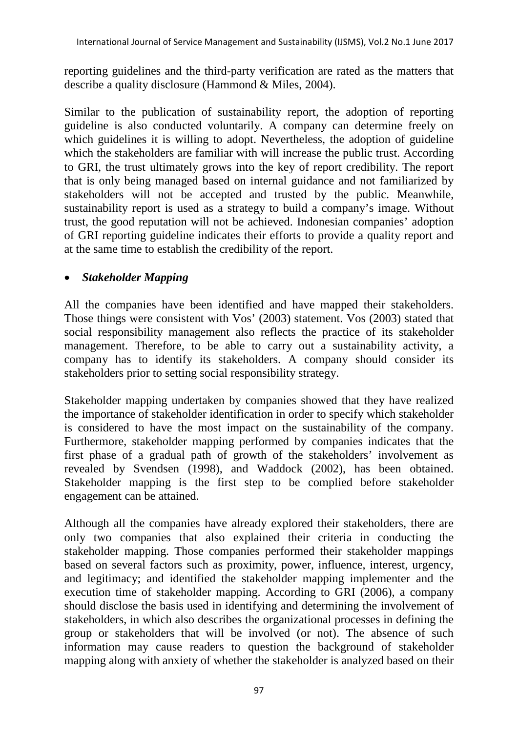reporting guidelines and the third-party verification are rated as the matters that describe a quality disclosure (Hammond & Miles, 2004).

Similar to the publication of sustainability report, the adoption of reporting guideline is also conducted voluntarily. A company can determine freely on which guidelines it is willing to adopt. Nevertheless, the adoption of guideline which the stakeholders are familiar with will increase the public trust. According to GRI, the trust ultimately grows into the key of report credibility. The report that is only being managed based on internal guidance and not familiarized by stakeholders will not be accepted and trusted by the public. Meanwhile, sustainability report is used as a strategy to build a company's image. Without trust, the good reputation will not be achieved. Indonesian companies' adoption of GRI reporting guideline indicates their efforts to provide a quality report and at the same time to establish the credibility of the report.

- ***Stakeholder Mapping***

All the companies have been identified and have mapped their stakeholders. Those things were consistent with Vos' (2003) statement. Vos (2003) stated that social responsibility management also reflects the practice of its stakeholder management. Therefore, to be able to carry out a sustainability activity, a company has to identify its stakeholders. A company should consider its stakeholders prior to setting social responsibility strategy.

Stakeholder mapping undertaken by companies showed that they have realized the importance of stakeholder identification in order to specify which stakeholder is considered to have the most impact on the sustainability of the company. Furthermore, stakeholder mapping performed by companies indicates that the first phase of a gradual path of growth of the stakeholders' involvement as revealed by Svendsen (1998), and Waddock (2002), has been obtained. Stakeholder mapping is the first step to be complied before stakeholder engagement can be attained.

Although all the companies have already explored their stakeholders, there are only two companies that also explained their criteria in conducting the stakeholder mapping. Those companies performed their stakeholder mappings based on several factors such as proximity, power, influence, interest, urgency, and legitimacy; and identified the stakeholder mapping implementer and the execution time of stakeholder mapping. According to GRI (2006), a company should disclose the basis used in identifying and determining the involvement of stakeholders, in which also describes the organizational processes in defining the group or stakeholders that will be involved (or not). The absence of such information may cause readers to question the background of stakeholder mapping along with anxiety of whether the stakeholder is analyzed based on their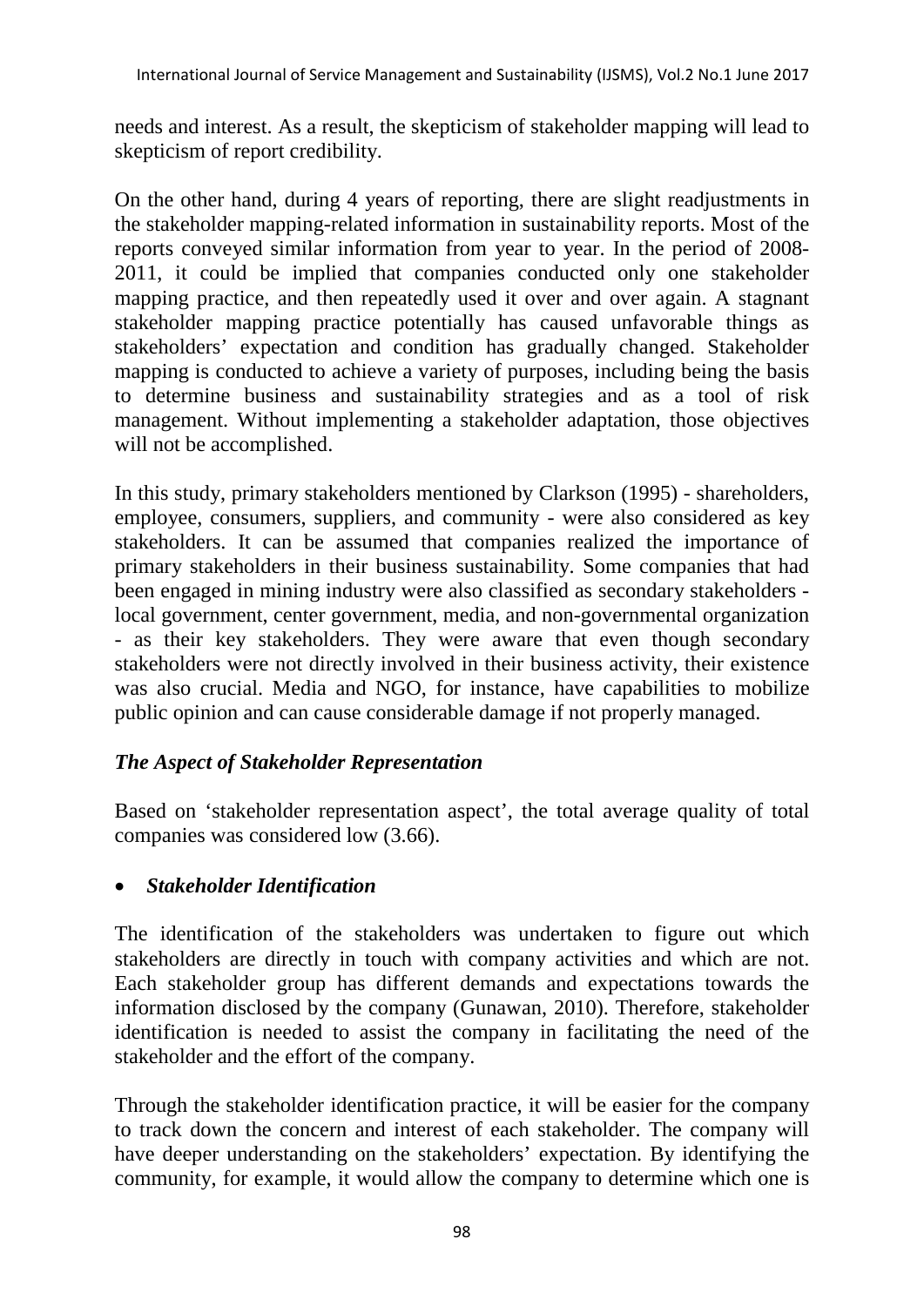needs and interest. As a result, the skepticism of stakeholder mapping will lead to skepticism of report credibility.

On the other hand, during 4 years of reporting, there are slight readjustments in the stakeholder mapping-related information in sustainability reports. Most of the reports conveyed similar information from year to year. In the period of 2008-2011, it could be implied that companies conducted only one stakeholder mapping practice, and then repeatedly used it over and over again. A stagnant stakeholder mapping practice potentially has caused unfavorable things as stakeholders' expectation and condition has gradually changed. Stakeholder mapping is conducted to achieve a variety of purposes, including being the basis to determine business and sustainability strategies and as a tool of risk management. Without implementing a stakeholder adaptation, those objectives will not be accomplished.

In this study, primary stakeholders mentioned by Clarkson (1995) - shareholders, employee, consumers, suppliers, and community - were also considered as key stakeholders. It can be assumed that companies realized the importance of primary stakeholders in their business sustainability. Some companies that had been engaged in mining industry were also classified as secondary stakeholders - local government, center government, media, and non-governmental organization - as their key stakeholders. They were aware that even though secondary stakeholders were not directly involved in their business activity, their existence was also crucial. Media and NGO, for instance, have capabilities to mobilize public opinion and can cause considerable damage if not properly managed.

### *The Aspect of Stakeholder Representation*

Based on 'stakeholder representation aspect', the total average quality of total companies was considered low (3.66).

- ***Stakeholder Identification***

The identification of the stakeholders was undertaken to figure out which stakeholders are directly in touch with company activities and which are not. Each stakeholder group has different demands and expectations towards the information disclosed by the company (Gunawan, 2010). Therefore, stakeholder identification is needed to assist the company in facilitating the need of the stakeholder and the effort of the company.

Through the stakeholder identification practice, it will be easier for the company to track down the concern and interest of each stakeholder. The company will have deeper understanding on the stakeholders' expectation. By identifying the community, for example, it would allow the company to determine which one is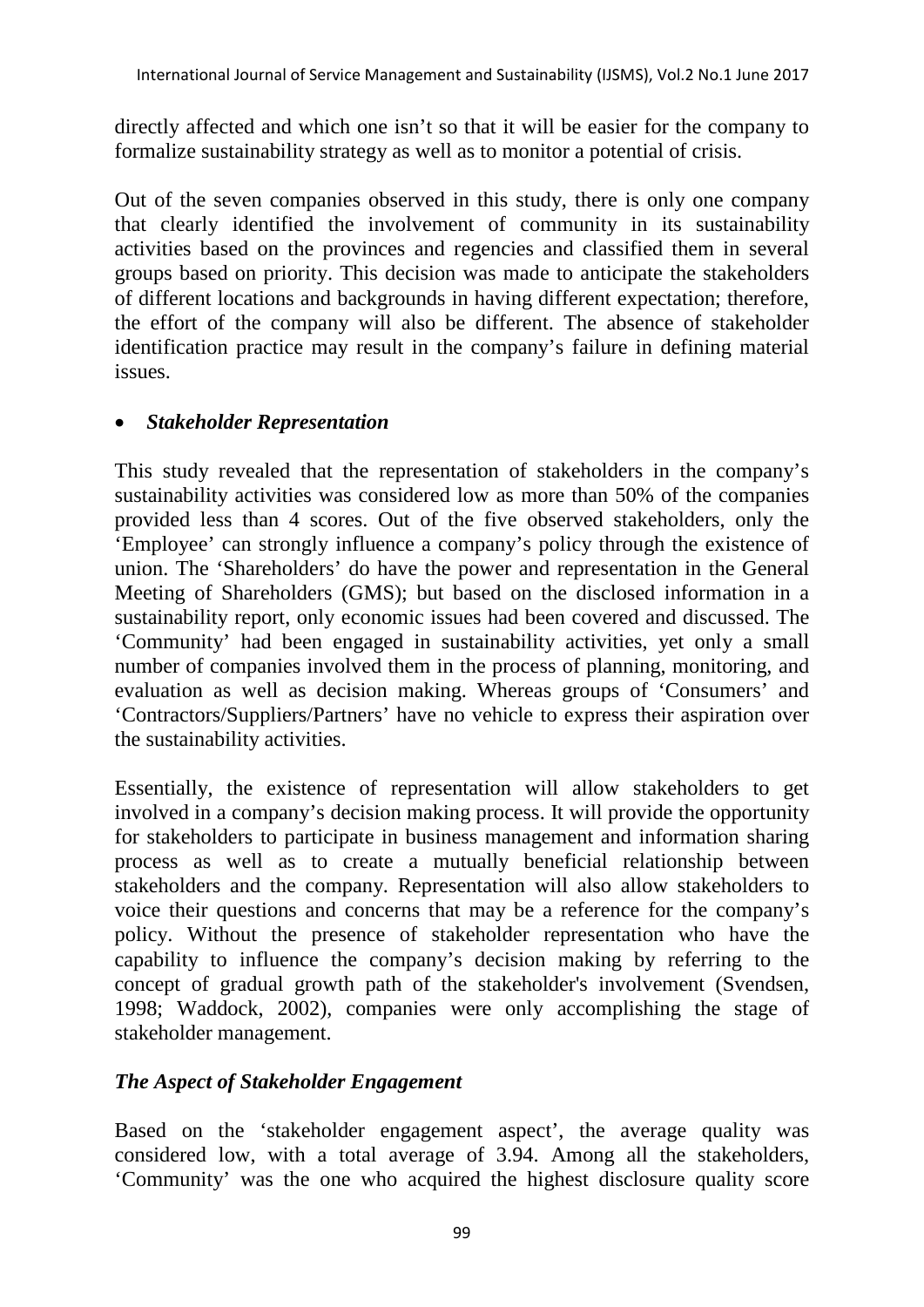directly affected and which one isn't so that it will be easier for the company to formalize sustainability strategy as well as to monitor a potential of crisis.

Out of the seven companies observed in this study, there is only one company that clearly identified the involvement of community in its sustainability activities based on the provinces and regencies and classified them in several groups based on priority. This decision was made to anticipate the stakeholders of different locations and backgrounds in having different expectation; therefore, the effort of the company will also be different. The absence of stakeholder identification practice may result in the company's failure in defining material issues.

- ***Stakeholder Representation***

This study revealed that the representation of stakeholders in the company's sustainability activities was considered low as more than 50% of the companies provided less than 4 scores. Out of the five observed stakeholders, only the 'Employee' can strongly influence a company's policy through the existence of union. The 'Shareholders' do have the power and representation in the General Meeting of Shareholders (GMS); but based on the disclosed information in a sustainability report, only economic issues had been covered and discussed. The 'Community' had been engaged in sustainability activities, yet only a small number of companies involved them in the process of planning, monitoring, and evaluation as well as decision making. Whereas groups of 'Consumers' and 'Contractors/Suppliers/Partners' have no vehicle to express their aspiration over the sustainability activities.

Essentially, the existence of representation will allow stakeholders to get involved in a company's decision making process. It will provide the opportunity for stakeholders to participate in business management and information sharing process as well as to create a mutually beneficial relationship between stakeholders and the company. Representation will also allow stakeholders to voice their questions and concerns that may be a reference for the company's policy. Without the presence of stakeholder representation who have the capability to influence the company's decision making by referring to the concept of gradual growth path of the stakeholder's involvement (Svendsen, 1998; Waddock, 2002), companies were only accomplishing the stage of stakeholder management.

### *The Aspect of Stakeholder Engagement*

Based on the 'stakeholder engagement aspect', the average quality was considered low, with a total average of 3.94. Among all the stakeholders, 'Community' was the one who acquired the highest disclosure quality score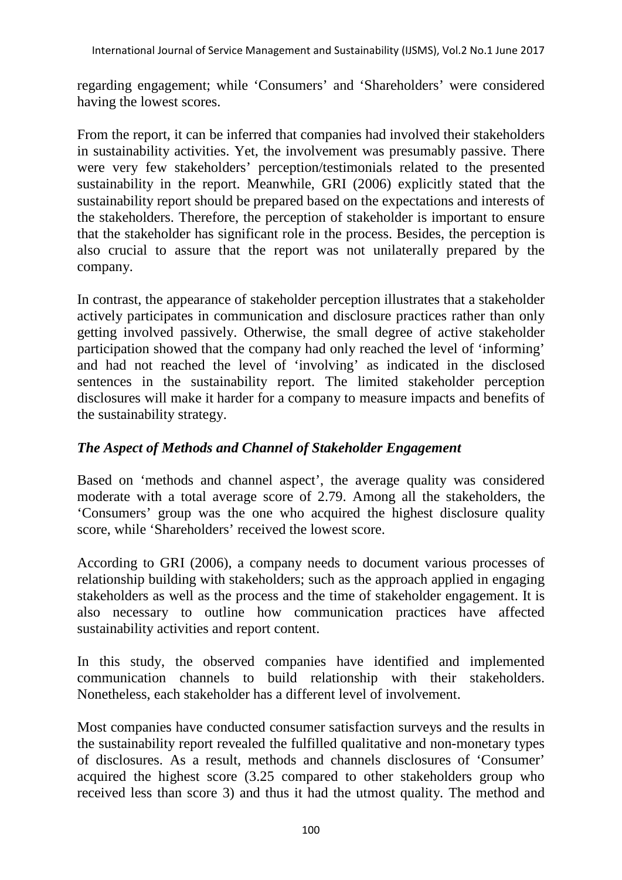regarding engagement; while 'Consumers' and 'Shareholders' were considered having the lowest scores.

From the report, it can be inferred that companies had involved their stakeholders in sustainability activities. Yet, the involvement was presumably passive. There were very few stakeholders' perception/testimonials related to the presented sustainability in the report. Meanwhile, GRI (2006) explicitly stated that the sustainability report should be prepared based on the expectations and interests of the stakeholders. Therefore, the perception of stakeholder is important to ensure that the stakeholder has significant role in the process. Besides, the perception is also crucial to assure that the report was not unilaterally prepared by the company.

In contrast, the appearance of stakeholder perception illustrates that a stakeholder actively participates in communication and disclosure practices rather than only getting involved passively. Otherwise, the small degree of active stakeholder participation showed that the company had only reached the level of 'informing' and had not reached the level of 'involving' as indicated in the disclosed sentences in the sustainability report. The limited stakeholder perception disclosures will make it harder for a company to measure impacts and benefits of the sustainability strategy.

### *The Aspect of Methods and Channel of Stakeholder Engagement*

Based on 'methods and channel aspect', the average quality was considered moderate with a total average score of 2.79. Among all the stakeholders, the 'Consumers' group was the one who acquired the highest disclosure quality score, while 'Shareholders' received the lowest score.

According to GRI (2006), a company needs to document various processes of relationship building with stakeholders; such as the approach applied in engaging stakeholders as well as the process and the time of stakeholder engagement. It is also necessary to outline how communication practices have affected sustainability activities and report content.

In this study, the observed companies have identified and implemented communication channels to build relationship with their stakeholders. Nonetheless, each stakeholder has a different level of involvement.

Most companies have conducted consumer satisfaction surveys and the results in the sustainability report revealed the fulfilled qualitative and non-monetary types of disclosures. As a result, methods and channels disclosures of 'Consumer' acquired the highest score (3.25 compared to other stakeholders group who received less than score 3) and thus it had the utmost quality. The method and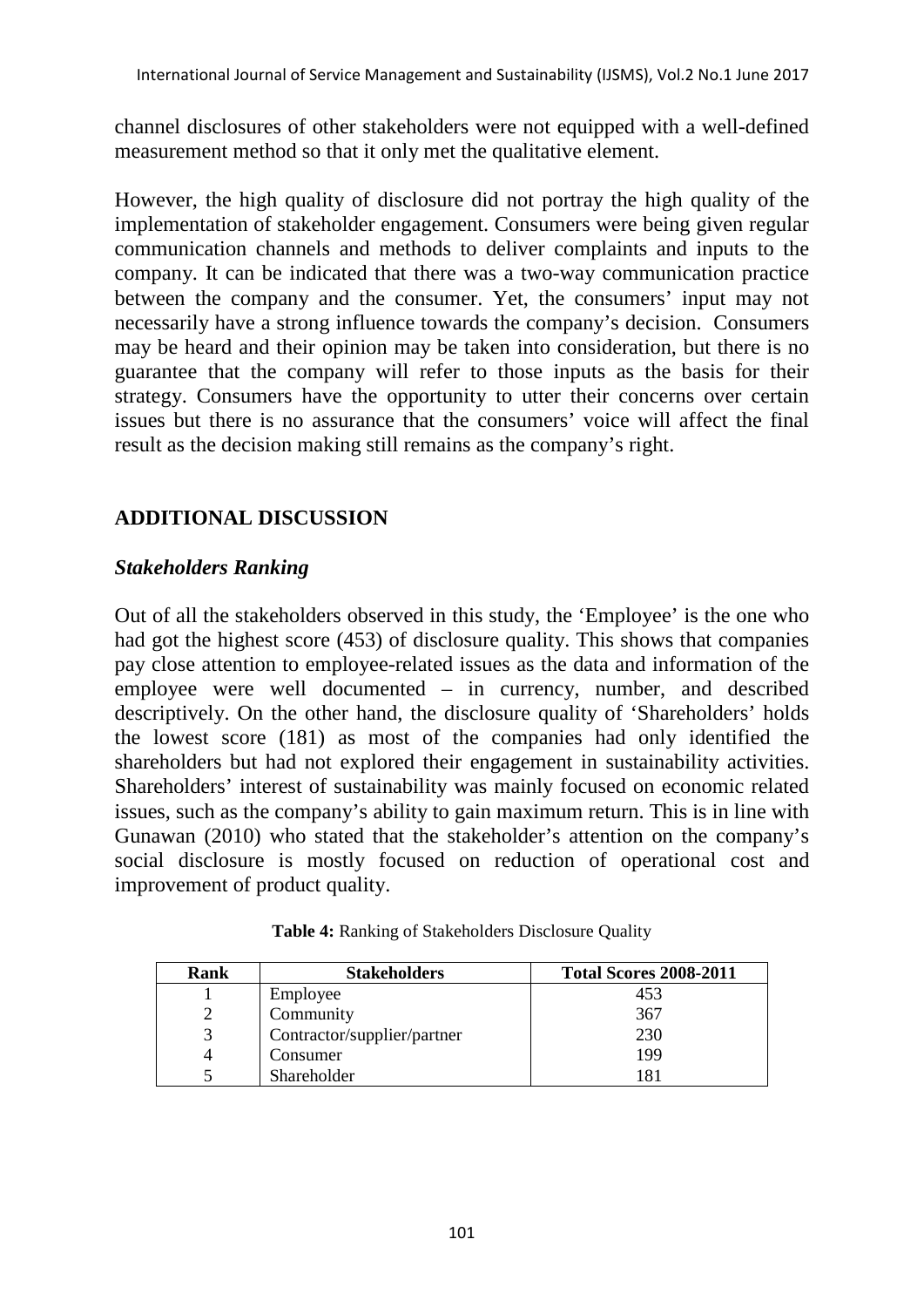channel disclosures of other stakeholders were not equipped with a well-defined measurement method so that it only met the qualitative element.

However, the high quality of disclosure did not portray the high quality of the implementation of stakeholder engagement. Consumers were being given regular communication channels and methods to deliver complaints and inputs to the company. It can be indicated that there was a two-way communication practice between the company and the consumer. Yet, the consumers' input may not necessarily have a strong influence towards the company's decision. Consumers may be heard and their opinion may be taken into consideration, but there is no guarantee that the company will refer to those inputs as the basis for their strategy. Consumers have the opportunity to utter their concerns over certain issues but there is no assurance that the consumers' voice will affect the final result as the decision making still remains as the company's right.

## ADDITIONAL DISCUSSION

### *Stakeholders Ranking*

Out of all the stakeholders observed in this study, the 'Employee' is the one who had got the highest score (453) of disclosure quality. This shows that companies pay close attention to employee-related issues as the data and information of the employee were well documented – in currency, number, and described descriptively. On the other hand, the disclosure quality of 'Shareholders' holds the lowest score (181) as most of the companies had only identified the shareholders but had not explored their engagement in sustainability activities. Shareholders' interest of sustainability was mainly focused on economic related issues, such as the company's ability to gain maximum return. This is in line with Gunawan (2010) who stated that the stakeholder's attention on the company's social disclosure is mostly focused on reduction of operational cost and improvement of product quality.

**Table 4:** Ranking of Stakeholders Disclosure Quality

| Rank | Stakeholders | Total Scores 2008-2011 |
|---|---|---|
| 1 | Employee | 453 |
| 2 | Community | 367 |
| 3 | Contractor/supplier/partner | 230 |
| 4 | Consumer | 199 |
| 5 | Shareholder | 181 |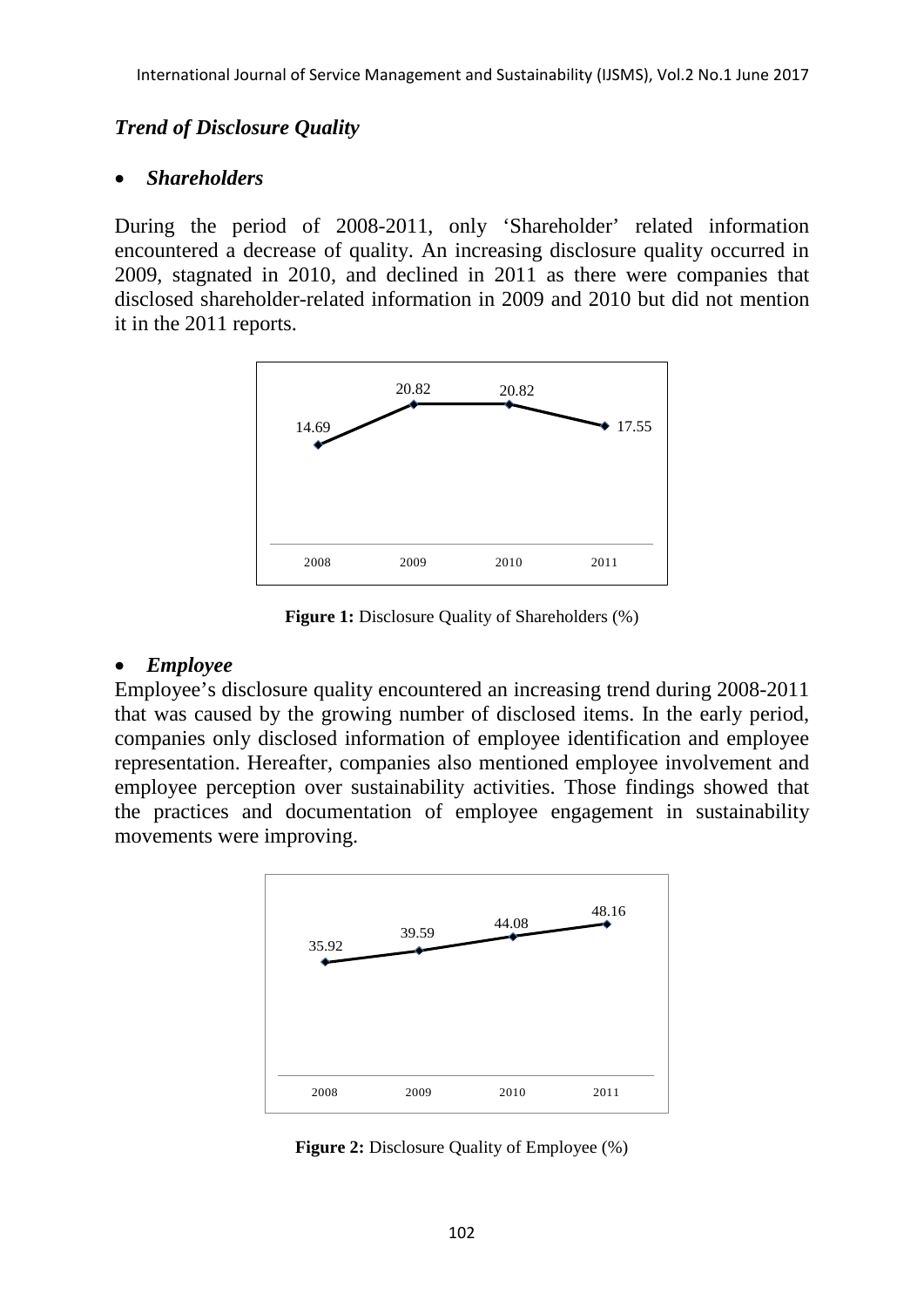### *Trend of Disclosure Quality*

- ***Shareholders***

During the period of 2008-2011, only 'Shareholder' related information encountered a decrease of quality. An increasing disclosure quality occurred in 2009, stagnated in 2010, and declined in 2011 as there were companies that disclosed shareholder-related information in 2009 and 2010 but did not mention it in the 2011 reports.

14.69
20.82
20.82
17.55

2008
2009
2010
2011

**Figure 1:** Disclosure Quality of Shareholders (%)

- ***Employee***

Employee's disclosure quality encountered an increasing trend during 2008-2011 that was caused by the growing number of disclosed items. In the early period, companies only disclosed information of employee identification and employee representation. Hereafter, companies also mentioned employee involvement and employee perception over sustainability activities. Those findings showed that the practices and documentation of employee engagement in sustainability movements were improving.

35.92
39.59
44.08
48.16

2008
2009
2010
2011

**Figure 2:** Disclosure Quality of Employee (%)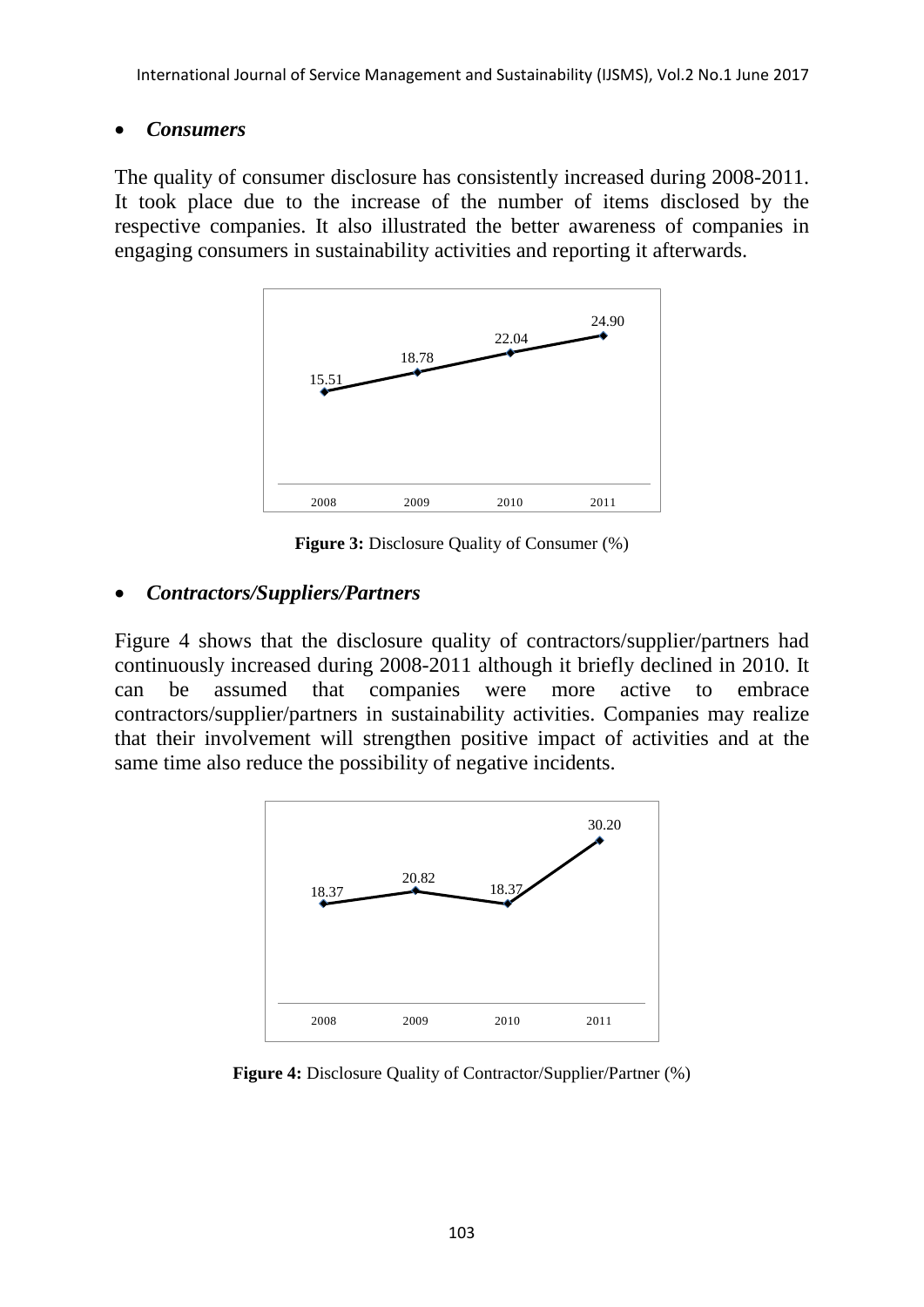- ***Consumers***

The quality of consumer disclosure has consistently increased during 2008-2011. It took place due to the increase of the number of items disclosed by the respective companies. It also illustrated the better awareness of companies in engaging consumers in sustainability activities and reporting it afterwards.

15.51
18.78
22.04
24.90
2008
2009
2010
2011

**Figure 3:** Disclosure Quality of Consumer (%)

- ***Contractors/Suppliers/Partners***

Figure 4 shows that the disclosure quality of contractors/supplier/partners had continuously increased during 2008-2011 although it briefly declined in 2010. It can be assumed that companies were more active to embrace contractors/supplier/partners in sustainability activities. Companies may realize that their involvement will strengthen positive impact of activities and at the same time also reduce the possibility of negative incidents.

18.37
20.82
18.37
30.20
2008
2009
2010
2011

**Figure 4:** Disclosure Quality of Contractor/Supplier/Partner (%)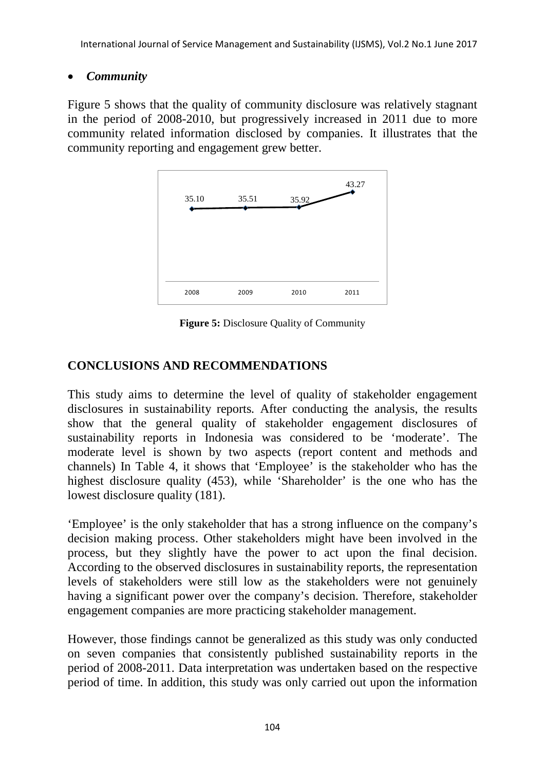- ***Community***

Figure 5 shows that the quality of community disclosure was relatively stagnant in the period of 2008-2010, but progressively increased in 2011 due to more community related information disclosed by companies. It illustrates that the community reporting and engagement grew better.

35.10
35.51
35.92
43.27

2008
2009
2010
2011

**Figure 5:** Disclosure Quality of Community

## CONCLUSIONS AND RECOMMENDATIONS

This study aims to determine the level of quality of stakeholder engagement disclosures in sustainability reports. After conducting the analysis, the results show that the general quality of stakeholder engagement disclosures of sustainability reports in Indonesia was considered to be 'moderate'. The moderate level is shown by two aspects (report content and methods and channels) In Table 4, it shows that 'Employee' is the stakeholder who has the highest disclosure quality (453), while 'Shareholder' is the one who has the lowest disclosure quality (181).

'Employee' is the only stakeholder that has a strong influence on the company's decision making process. Other stakeholders might have been involved in the process, but they slightly have the power to act upon the final decision. According to the observed disclosures in sustainability reports, the representation levels of stakeholders were still low as the stakeholders were not genuinely having a significant power over the company's decision. Therefore, stakeholder engagement companies are more practicing stakeholder management.

However, those findings cannot be generalized as this study was only conducted on seven companies that consistently published sustainability reports in the period of 2008-2011. Data interpretation was undertaken based on the respective period of time. In addition, this study was only carried out upon the information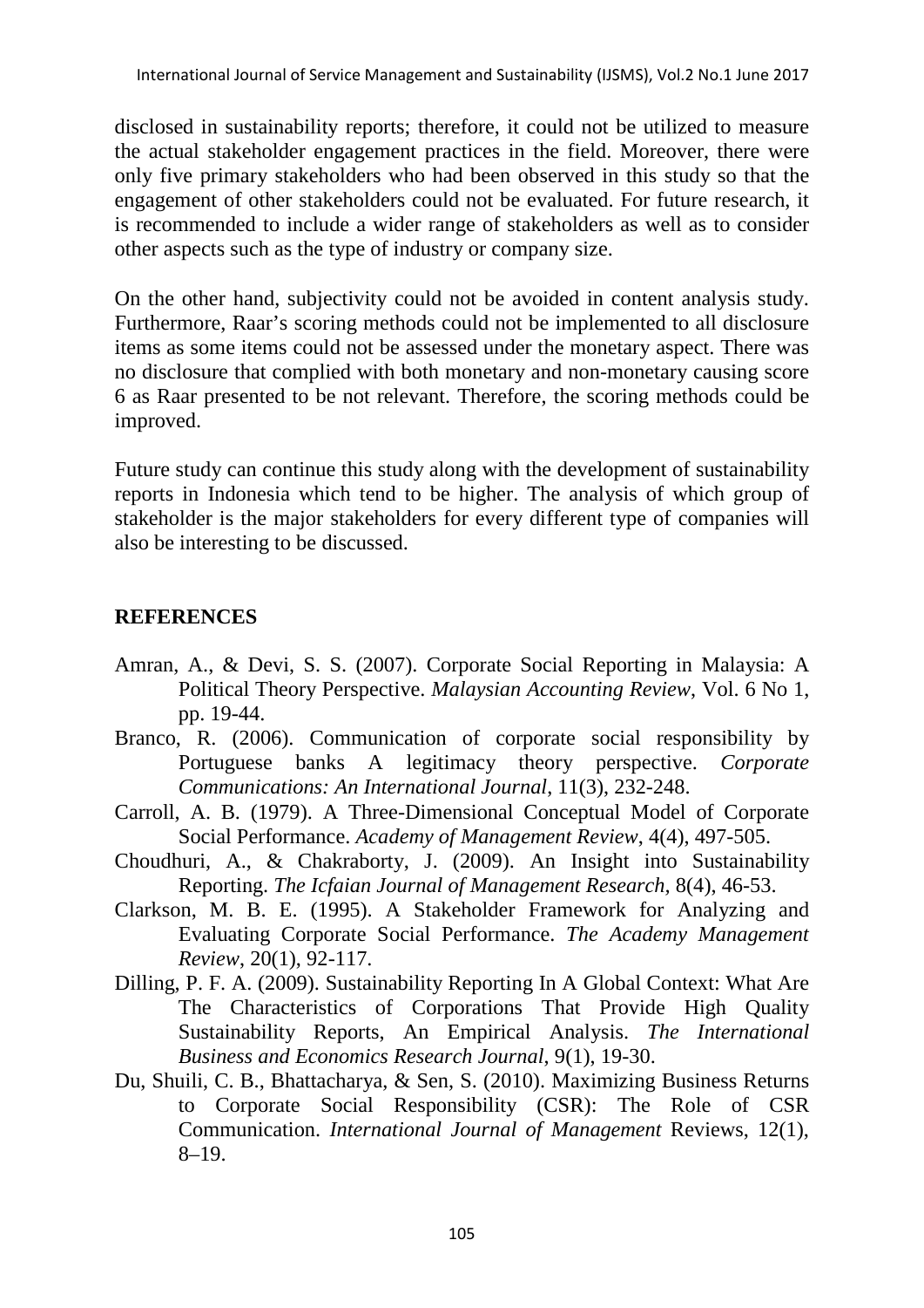disclosed in sustainability reports; therefore, it could not be utilized to measure the actual stakeholder engagement practices in the field. Moreover, there were only five primary stakeholders who had been observed in this study so that the engagement of other stakeholders could not be evaluated. For future research, it is recommended to include a wider range of stakeholders as well as to consider other aspects such as the type of industry or company size.

On the other hand, subjectivity could not be avoided in content analysis study. Furthermore, Raar's scoring methods could not be implemented to all disclosure items as some items could not be assessed under the monetary aspect. There was no disclosure that complied with both monetary and non-monetary causing score 6 as Raar presented to be not relevant. Therefore, the scoring methods could be improved.

Future study can continue this study along with the development of sustainability reports in Indonesia which tend to be higher. The analysis of which group of stakeholder is the major stakeholders for every different type of companies will also be interesting to be discussed.

## REFERENCES

Amran, A., & Devi, S. S. (2007). Corporate Social Reporting in Malaysia: A Political Theory Perspective. *Malaysian Accounting Review*, Vol. 6 No 1, pp. 19-44.

Branco, R. (2006). Communication of corporate social responsibility by Portuguese banks A legitimacy theory perspective. *Corporate Communications: An International Journal*, 11(3), 232-248.

Carroll, A. B. (1979). A Three-Dimensional Conceptual Model of Corporate Social Performance. *Academy of Management Review*, 4(4), 497-505.

Choudhuri, A., & Chakraborty, J. (2009). An Insight into Sustainability Reporting. *The Icfaian Journal of Management Research*, 8(4), 46-53.

Clarkson, M. B. E. (1995). A Stakeholder Framework for Analyzing and Evaluating Corporate Social Performance. *The Academy Management Review*, 20(1), 92-117.

Dilling, P. F. A. (2009). Sustainability Reporting In A Global Context: What Are The Characteristics of Corporations That Provide High Quality Sustainability Reports, An Empirical Analysis. *The International Business and Economics Research Journal*, 9(1), 19-30.

Du, Shuili, C. B., Bhattacharya, & Sen, S. (2010). Maximizing Business Returns to Corporate Social Responsibility (CSR): The Role of CSR Communication. *International Journal of Management* Reviews, 12(1), 8–19.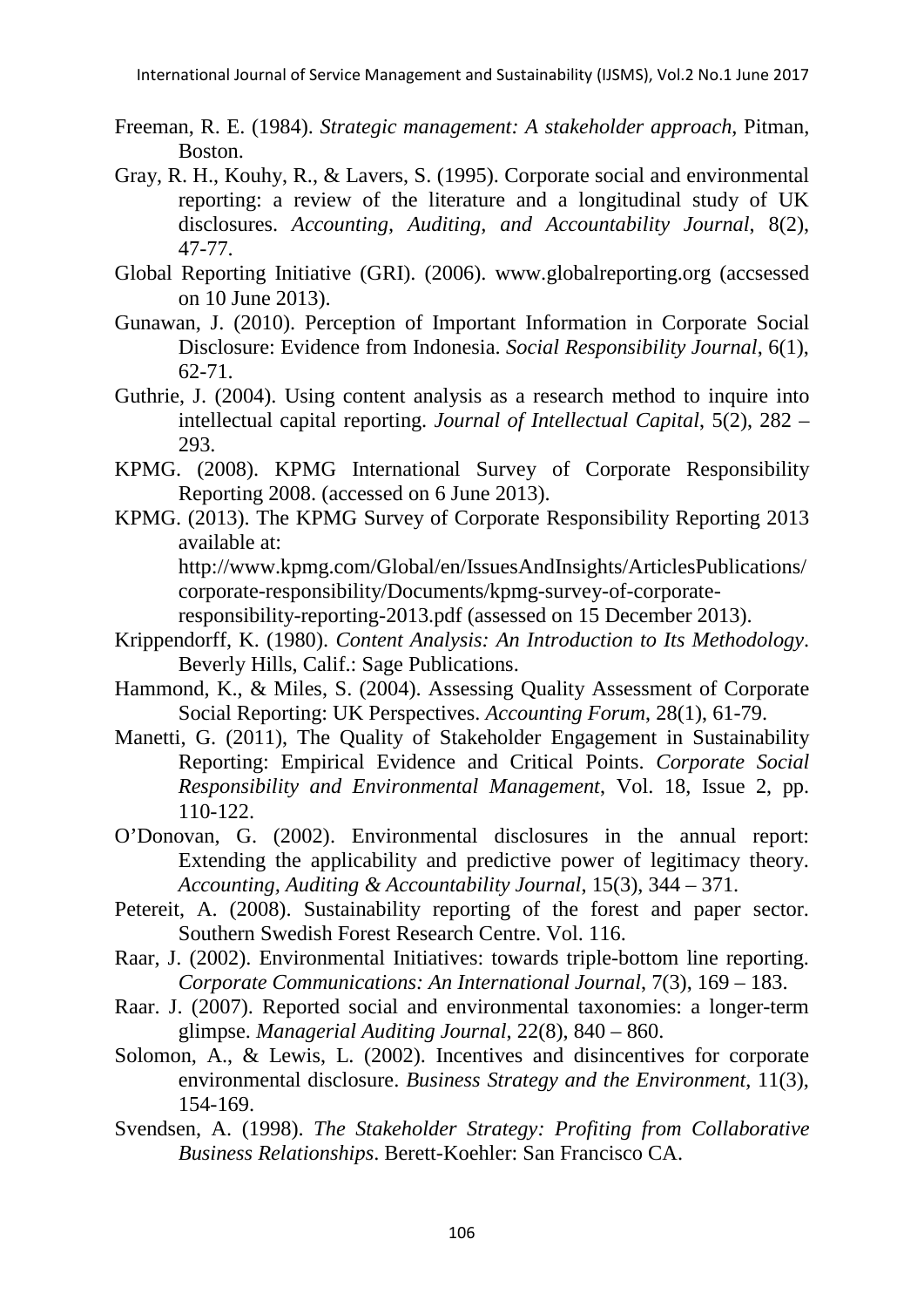Freeman, R. E. (1984). *Strategic management: A stakeholder approach*, Pitman, Boston.

Gray, R. H., Kouhy, R., & Lavers, S. (1995). Corporate social and environmental reporting: a review of the literature and a longitudinal study of UK disclosures. *Accounting, Auditing, and Accountability Journal*, 8(2), 47-77.

Global Reporting Initiative (GRI). (2006). www.globalreporting.org (accsessed on 10 June 2013).

Gunawan, J. (2010). Perception of Important Information in Corporate Social Disclosure: Evidence from Indonesia. *Social Responsibility Journal*, 6(1), 62-71.

Guthrie, J. (2004). Using content analysis as a research method to inquire into intellectual capital reporting. *Journal of Intellectual Capital*, 5(2), 282 – 293.

KPMG. (2008). KPMG International Survey of Corporate Responsibility Reporting 2008. (accessed on 6 June 2013).

KPMG. (2013). The KPMG Survey of Corporate Responsibility Reporting 2013 available at: http://www.kpmg.com/Global/en/IssuesAndInsights/ArticlesPublications/corporate-responsibility/Documents/kpmg-survey-of-corporate-responsibility-reporting-2013.pdf (assessed on 15 December 2013).

Krippendorff, K. (1980). *Content Analysis: An Introduction to Its Methodology*. Beverly Hills, Calif.: Sage Publications.

Hammond, K., & Miles, S. (2004). Assessing Quality Assessment of Corporate Social Reporting: UK Perspectives. *Accounting Forum*, 28(1), 61-79.

Manetti, G. (2011), The Quality of Stakeholder Engagement in Sustainability Reporting: Empirical Evidence and Critical Points. *Corporate Social Responsibility and Environmental Management*, Vol. 18, Issue 2, pp. 110-122.

O'Donovan, G. (2002). Environmental disclosures in the annual report: Extending the applicability and predictive power of legitimacy theory. *Accounting, Auditing & Accountability Journal*, 15(3), 344 – 371.

Petereit, A. (2008). Sustainability reporting of the forest and paper sector. Southern Swedish Forest Research Centre. Vol. 116.

Raar, J. (2002). Environmental Initiatives: towards triple-bottom line reporting. *Corporate Communications: An International Journal*, 7(3), 169 – 183.

Raar. J. (2007). Reported social and environmental taxonomies: a longer-term glimpse. *Managerial Auditing Journal*, 22(8), 840 – 860.

Solomon, A., & Lewis, L. (2002). Incentives and disincentives for corporate environmental disclosure. *Business Strategy and the Environment*, 11(3), 154-169.

Svendsen, A. (1998). *The Stakeholder Strategy: Profiting from Collaborative Business Relationships*. Berett-Koehler: San Francisco CA.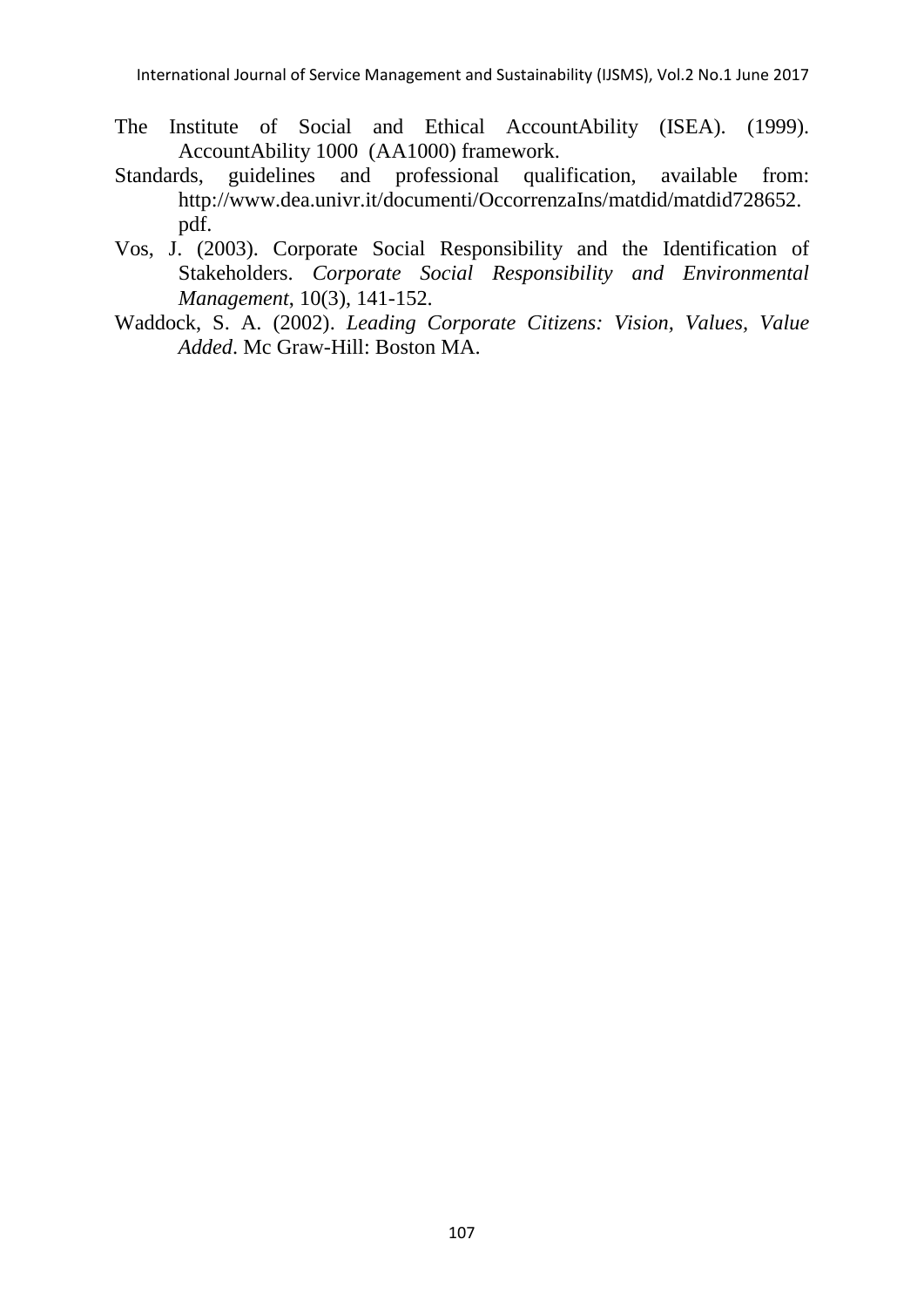The Institute of Social and Ethical AccountAbility (ISEA). (1999). AccountAbility 1000 (AA1000) framework.

Standards, guidelines and professional qualification, available from: http://www.dea.univr.it/documenti/OccorrenzaIns/matdid/matdid728652.pdf.

Vos, J. (2003). Corporate Social Responsibility and the Identification of Stakeholders. *Corporate Social Responsibility and Environmental Management*, 10(3), 141-152.

Waddock, S. A. (2002). *Leading Corporate Citizens: Vision, Values, Value Added*. Mc Graw-Hill: Boston MA.